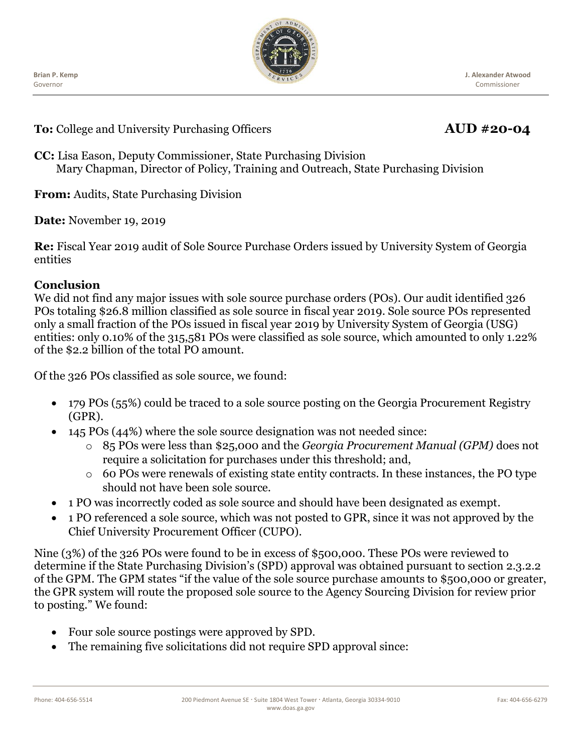Brian P. Kemp
Governor

J. Alexander Atwood
Commissioner

**To:** College and University Purchasing Officers **AUD #20-04**

**CC:** Lisa Eason, Deputy Commissioner, State Purchasing Division
Mary Chapman, Director of Policy, Training and Outreach, State Purchasing Division

**From:** Audits, State Purchasing Division

**Date:** November 19, 2019

**Re:** Fiscal Year 2019 audit of Sole Source Purchase Orders issued by University System of Georgia entities

## Conclusion

We did not find any major issues with sole source purchase orders (POs). Our audit identified 326 POs totaling $26.8 million classified as sole source in fiscal year 2019. Sole source POs represented only a small fraction of the POs issued in fiscal year 2019 by University System of Georgia (USG) entities: only 0.10% of the 315,581 POs were classified as sole source, which amounted to only 1.22% of the $2.2 billion of the total PO amount.

Of the 326 POs classified as sole source, we found:

- 179 POs (55%) could be traced to a sole source posting on the Georgia Procurement Registry (GPR).
- 145 POs (44%) where the sole source designation was not needed since:
  - 85 POs were less than $25,000 and the *Georgia Procurement Manual (GPM)* does not require a solicitation for purchases under this threshold; and,
  - 60 POs were renewals of existing state entity contracts. In these instances, the PO type should not have been sole source.
- 1 PO was incorrectly coded as sole source and should have been designated as exempt.
- 1 PO referenced a sole source, which was not posted to GPR, since it was not approved by the Chief University Procurement Officer (CUPO).

Nine (3%) of the 326 POs were found to be in excess of $500,000. These POs were reviewed to determine if the State Purchasing Division's (SPD) approval was obtained pursuant to section 2.3.2.2 of the GPM. The GPM states "if the value of the sole source purchase amounts to $500,000 or greater, the GPR system will route the proposed sole source to the Agency Sourcing Division for review prior to posting." We found:

- Four sole source postings were approved by SPD.
- The remaining five solicitations did not require SPD approval since: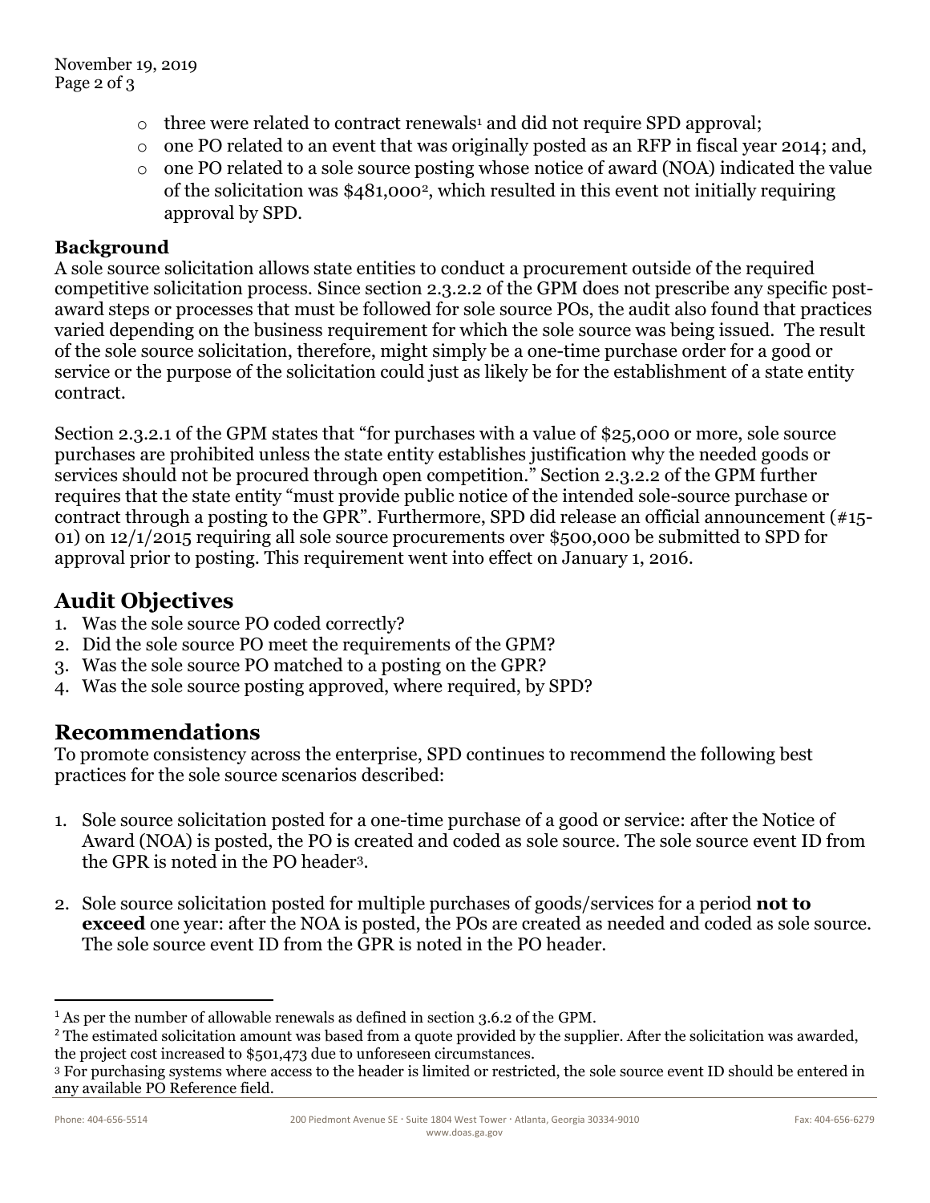- three were related to contract renewals[1] and did not require SPD approval;
- one PO related to an event that was originally posted as an RFP in fiscal year 2014; and,
- one PO related to a sole source posting whose notice of award (NOA) indicated the value of the solicitation was $481,000[2], which resulted in this event not initially requiring approval by SPD.

**Background**

A sole source solicitation allows state entities to conduct a procurement outside of the required competitive solicitation process. Since section 2.3.2.2 of the GPM does not prescribe any specific post-award steps or processes that must be followed for sole source POs, the audit also found that practices varied depending on the business requirement for which the sole source was being issued. The result of the sole source solicitation, therefore, might simply be a one-time purchase order for a good or service or the purpose of the solicitation could just as likely be for the establishment of a state entity contract.

Section 2.3.2.1 of the GPM states that "for purchases with a value of $25,000 or more, sole source purchases are prohibited unless the state entity establishes justification why the needed goods or services should not be procured through open competition." Section 2.3.2.2 of the GPM further requires that the state entity "must provide public notice of the intended sole-source purchase or contract through a posting to the GPR". Furthermore, SPD did release an official announcement (#15-01) on 12/1/2015 requiring all sole source procurements over $500,000 be submitted to SPD for approval prior to posting. This requirement went into effect on January 1, 2016.

## Audit Objectives

1. Was the sole source PO coded correctly?
2. Did the sole source PO meet the requirements of the GPM?
3. Was the sole source PO matched to a posting on the GPR?
4. Was the sole source posting approved, where required, by SPD?

## Recommendations

To promote consistency across the enterprise, SPD continues to recommend the following best practices for the sole source scenarios described:

1. Sole source solicitation posted for a one-time purchase of a good or service: after the Notice of Award (NOA) is posted, the PO is created and coded as sole source. The sole source event ID from the GPR is noted in the PO header[3].

2. Sole source solicitation posted for multiple purchases of goods/services for a period **not to exceed** one year: after the NOA is posted, the POs are created as needed and coded as sole source. The sole source event ID from the GPR is noted in the PO header.

---

[1] As per the number of allowable renewals as defined in section 3.6.2 of the GPM.

[2] The estimated solicitation amount was based from a quote provided by the supplier. After the solicitation was awarded, the project cost increased to $501,473 due to unforeseen circumstances.

[3] For purchasing systems where access to the header is limited or restricted, the sole source event ID should be entered in any available PO Reference field.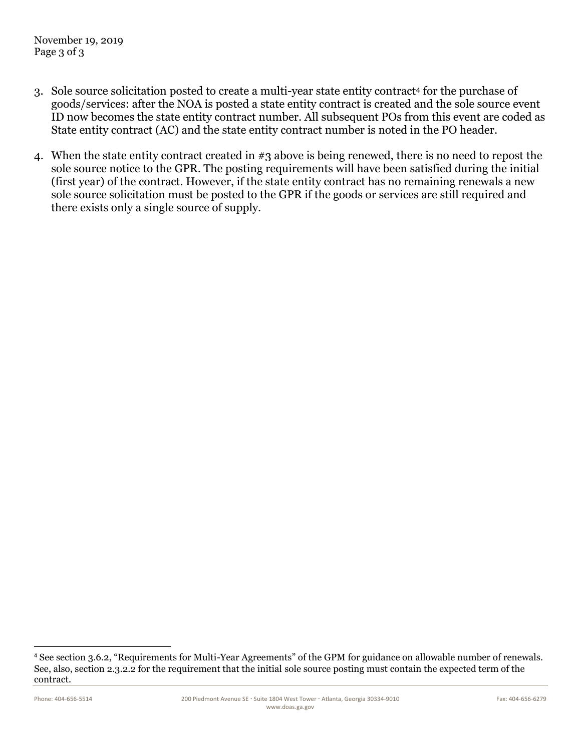3. Sole source solicitation posted to create a multi-year state entity contract[4] for the purchase of goods/services: after the NOA is posted a state entity contract is created and the sole source event ID now becomes the state entity contract number. All subsequent POs from this event are coded as State entity contract (AC) and the state entity contract number is noted in the PO header.

4. When the state entity contract created in #3 above is being renewed, there is no need to repost the sole source notice to the GPR. The posting requirements will have been satisfied during the initial (first year) of the contract. However, if the state entity contract has no remaining renewals a new sole source solicitation must be posted to the GPR if the goods or services are still required and there exists only a single source of supply.

---

[4] See section 3.6.2, "Requirements for Multi-Year Agreements" of the GPM for guidance on allowable number of renewals. See, also, section 2.3.2.2 for the requirement that the initial sole source posting must contain the expected term of the contract.